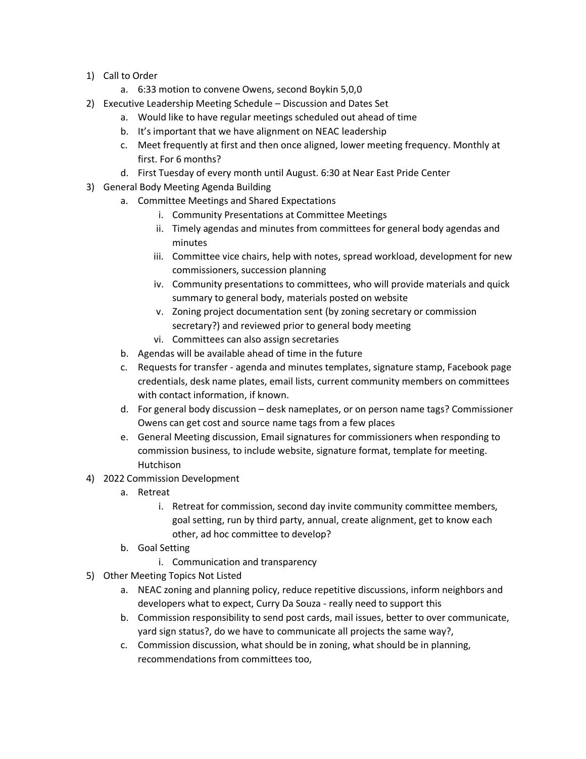1) Call to Order
    a. 6:33 motion to convene Owens, second Boykin 5,0,0
2) Executive Leadership Meeting Schedule – Discussion and Dates Set
    a. Would like to have regular meetings scheduled out ahead of time
    b. It's important that we have alignment on NEAC leadership
    c. Meet frequently at first and then once aligned, lower meeting frequency. Monthly at first. For 6 months?
    d. First Tuesday of every month until August. 6:30 at Near East Pride Center
3) General Body Meeting Agenda Building
    a. Committee Meetings and Shared Expectations
        i. Community Presentations at Committee Meetings
        ii. Timely agendas and minutes from committees for general body agendas and minutes
        iii. Committee vice chairs, help with notes, spread workload, development for new commissioners, succession planning
        iv. Community presentations to committees, who will provide materials and quick summary to general body, materials posted on website
        v. Zoning project documentation sent (by zoning secretary or commission secretary?) and reviewed prior to general body meeting
        vi. Committees can also assign secretaries
    b. Agendas will be available ahead of time in the future
    c. Requests for transfer - agenda and minutes templates, signature stamp, Facebook page credentials, desk name plates, email lists, current community members on committees with contact information, if known.
    d. For general body discussion – desk nameplates, or on person name tags? Commissioner Owens can get cost and source name tags from a few places
    e. General Meeting discussion, Email signatures for commissioners when responding to commission business, to include website, signature format, template for meeting. Hutchison
4) 2022 Commission Development
    a. Retreat
        i. Retreat for commission, second day invite community committee members, goal setting, run by third party, annual, create alignment, get to know each other, ad hoc committee to develop?
    b. Goal Setting
        i. Communication and transparency
5) Other Meeting Topics Not Listed
    a. NEAC zoning and planning policy, reduce repetitive discussions, inform neighbors and developers what to expect, Curry Da Souza - really need to support this
    b. Commission responsibility to send post cards, mail issues, better to over communicate, yard sign status?, do we have to communicate all projects the same way?,
    c. Commission discussion, what should be in zoning, what should be in planning, recommendations from committees too,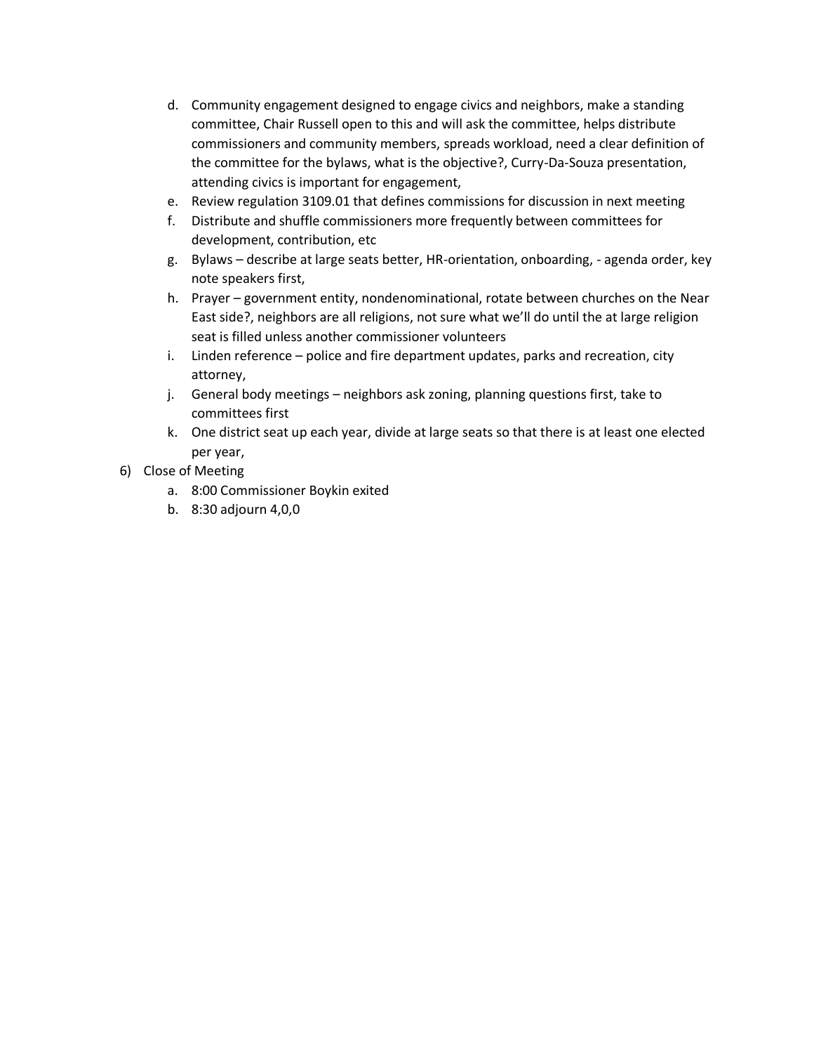d. Community engagement designed to engage civics and neighbors, make a standing committee, Chair Russell open to this and will ask the committee, helps distribute commissioners and community members, spreads workload, need a clear definition of the committee for the bylaws, what is the objective?, Curry-Da-Souza presentation, attending civics is important for engagement,
   e. Review regulation 3109.01 that defines commissions for discussion in next meeting
   f. Distribute and shuffle commissioners more frequently between committees for development, contribution, etc
   g. Bylaws – describe at large seats better, HR-orientation, onboarding, - agenda order, key note speakers first,
   h. Prayer – government entity, nondenominational, rotate between churches on the Near East side?, neighbors are all religions, not sure what we'll do until the at large religion seat is filled unless another commissioner volunteers
   i. Linden reference – police and fire department updates, parks and recreation, city attorney,
   j. General body meetings – neighbors ask zoning, planning questions first, take to committees first
   k. One district seat up each year, divide at large seats so that there is at least one elected per year,

6) Close of Meeting
   a. 8:00 Commissioner Boykin exited
   b. 8:30 adjourn 4,0,0